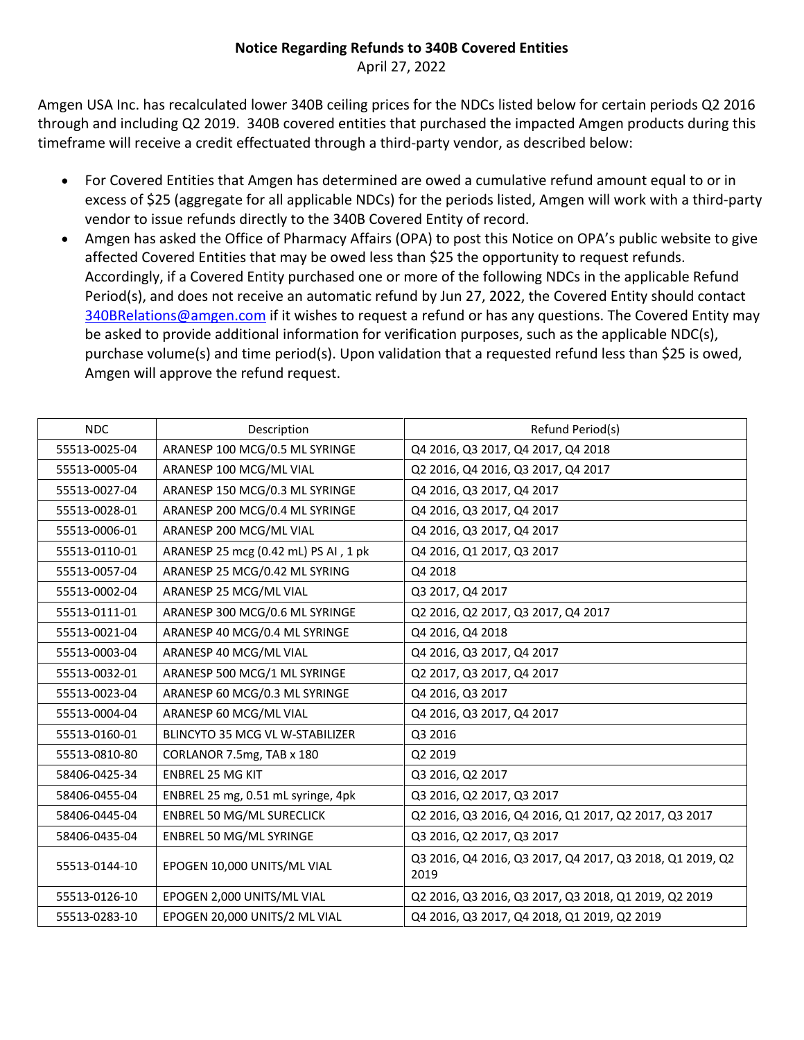**Notice Regarding Refunds to 340B Covered Entities**

April 27, 2022

Amgen USA Inc. has recalculated lower 340B ceiling prices for the NDCs listed below for certain periods Q2 2016 through and including Q2 2019. 340B covered entities that purchased the impacted Amgen products during this timeframe will receive a credit effectuated through a third-party vendor, as described below:

- For Covered Entities that Amgen has determined are owed a cumulative refund amount equal to or in excess of $25 (aggregate for all applicable NDCs) for the periods listed, Amgen will work with a third-party vendor to issue refunds directly to the 340B Covered Entity of record.
- Amgen has asked the Office of Pharmacy Affairs (OPA) to post this Notice on OPA's public website to give affected Covered Entities that may be owed less than $25 the opportunity to request refunds. Accordingly, if a Covered Entity purchased one or more of the following NDCs in the applicable Refund Period(s), and does not receive an automatic refund by Jun 27, 2022, the Covered Entity should contact 340BRelations@amgen.com if it wishes to request a refund or has any questions. The Covered Entity may be asked to provide additional information for verification purposes, such as the applicable NDC(s), purchase volume(s) and time period(s). Upon validation that a requested refund less than $25 is owed, Amgen will approve the refund request.

| NDC | Description | Refund Period(s) |
|---|---|---|
| 55513-0025-04 | ARANESP 100 MCG/0.5 ML SYRINGE | Q4 2016, Q3 2017, Q4 2017, Q4 2018 |
| 55513-0005-04 | ARANESP 100 MCG/ML VIAL | Q2 2016, Q4 2016, Q3 2017, Q4 2017 |
| 55513-0027-04 | ARANESP 150 MCG/0.3 ML SYRINGE | Q4 2016, Q3 2017, Q4 2017 |
| 55513-0028-01 | ARANESP 200 MCG/0.4 ML SYRINGE | Q4 2016, Q3 2017, Q4 2017 |
| 55513-0006-01 | ARANESP 200 MCG/ML VIAL | Q4 2016, Q3 2017, Q4 2017 |
| 55513-0110-01 | ARANESP 25 mcg (0.42 mL) PS AI , 1 pk | Q4 2016, Q1 2017, Q3 2017 |
| 55513-0057-04 | ARANESP 25 MCG/0.42 ML SYRING | Q4 2018 |
| 55513-0002-04 | ARANESP 25 MCG/ML VIAL | Q3 2017, Q4 2017 |
| 55513-0111-01 | ARANESP 300 MCG/0.6 ML SYRINGE | Q2 2016, Q2 2017, Q3 2017, Q4 2017 |
| 55513-0021-04 | ARANESP 40 MCG/0.4 ML SYRINGE | Q4 2016, Q4 2018 |
| 55513-0003-04 | ARANESP 40 MCG/ML VIAL | Q4 2016, Q3 2017, Q4 2017 |
| 55513-0032-01 | ARANESP 500 MCG/1 ML SYRINGE | Q2 2017, Q3 2017, Q4 2017 |
| 55513-0023-04 | ARANESP 60 MCG/0.3 ML SYRINGE | Q4 2016, Q3 2017 |
| 55513-0004-04 | ARANESP 60 MCG/ML VIAL | Q4 2016, Q3 2017, Q4 2017 |
| 55513-0160-01 | BLINCYTO 35 MCG VL W-STABILIZER | Q3 2016 |
| 55513-0810-80 | CORLANOR 7.5mg, TAB x 180 | Q2 2019 |
| 58406-0425-34 | ENBREL 25 MG KIT | Q3 2016, Q2 2017 |
| 58406-0455-04 | ENBREL 25 mg, 0.51 mL syringe, 4pk | Q3 2016, Q2 2017, Q3 2017 |
| 58406-0445-04 | ENBREL 50 MG/ML SURECLICK | Q2 2016, Q3 2016, Q4 2016, Q1 2017, Q2 2017, Q3 2017 |
| 58406-0435-04 | ENBREL 50 MG/ML SYRINGE | Q3 2016, Q2 2017, Q3 2017 |
| 55513-0144-10 | EPOGEN 10,000 UNITS/ML VIAL | Q3 2016, Q4 2016, Q3 2017, Q4 2017, Q3 2018, Q1 2019, Q2 2019 |
| 55513-0126-10 | EPOGEN 2,000 UNITS/ML VIAL | Q2 2016, Q3 2016, Q3 2017, Q3 2018, Q1 2019, Q2 2019 |
| 55513-0283-10 | EPOGEN 20,000 UNITS/2 ML VIAL | Q4 2016, Q3 2017, Q4 2018, Q1 2019, Q2 2019 |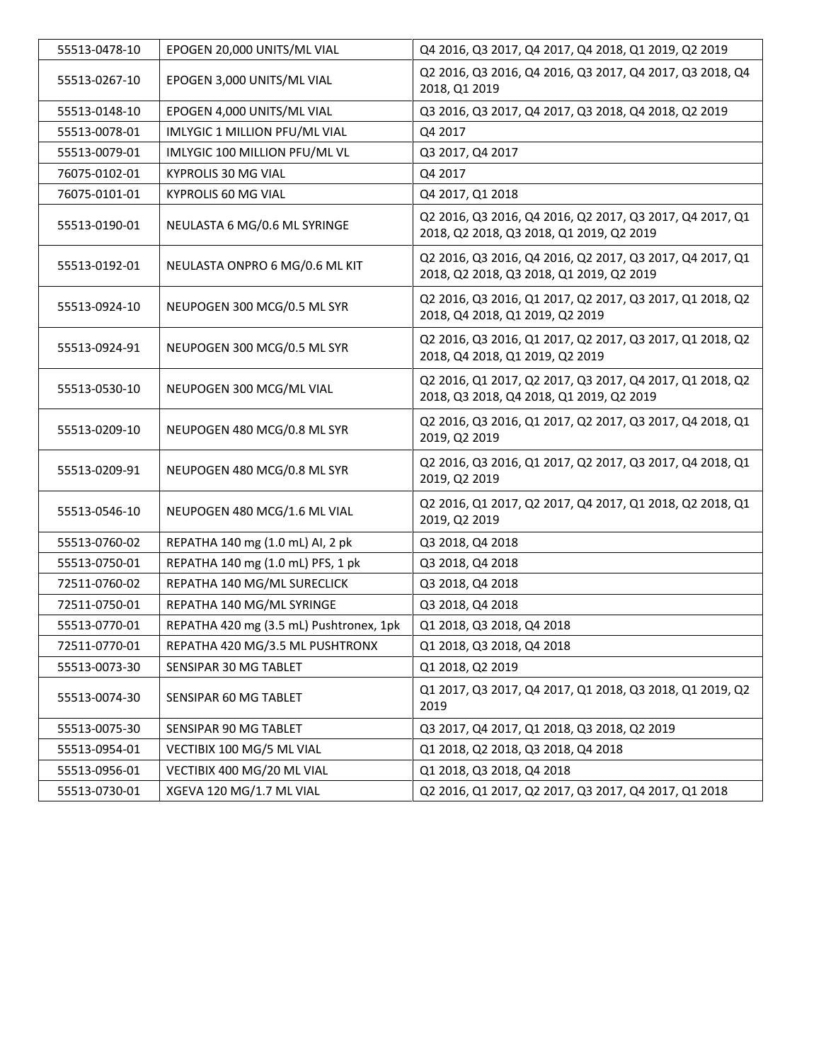| | | |
|---|---|---|
| 55513-0478-10 | EPOGEN 20,000 UNITS/ML VIAL | Q4 2016, Q3 2017, Q4 2017, Q4 2018, Q1 2019, Q2 2019 |
| 55513-0267-10 | EPOGEN 3,000 UNITS/ML VIAL | Q2 2016, Q3 2016, Q4 2016, Q3 2017, Q4 2017, Q3 2018, Q4 2018, Q1 2019 |
| 55513-0148-10 | EPOGEN 4,000 UNITS/ML VIAL | Q3 2016, Q3 2017, Q4 2017, Q3 2018, Q4 2018, Q2 2019 |
| 55513-0078-01 | IMLYGIC 1 MILLION PFU/ML VIAL | Q4 2017 |
| 55513-0079-01 | IMLYGIC 100 MILLION PFU/ML VL | Q3 2017, Q4 2017 |
| 76075-0102-01 | KYPROLIS 30 MG VIAL | Q4 2017 |
| 76075-0101-01 | KYPROLIS 60 MG VIAL | Q4 2017, Q1 2018 |
| 55513-0190-01 | NEULASTA 6 MG/0.6 ML SYRINGE | Q2 2016, Q3 2016, Q4 2016, Q2 2017, Q3 2017, Q4 2017, Q1 2018, Q2 2018, Q3 2018, Q1 2019, Q2 2019 |
| 55513-0192-01 | NEULASTA ONPRO 6 MG/0.6 ML KIT | Q2 2016, Q3 2016, Q4 2016, Q2 2017, Q3 2017, Q4 2017, Q1 2018, Q2 2018, Q3 2018, Q1 2019, Q2 2019 |
| 55513-0924-10 | NEUPOGEN 300 MCG/0.5 ML SYR | Q2 2016, Q3 2016, Q1 2017, Q2 2017, Q3 2017, Q1 2018, Q2 2018, Q4 2018, Q1 2019, Q2 2019 |
| 55513-0924-91 | NEUPOGEN 300 MCG/0.5 ML SYR | Q2 2016, Q3 2016, Q1 2017, Q2 2017, Q3 2017, Q1 2018, Q2 2018, Q4 2018, Q1 2019, Q2 2019 |
| 55513-0530-10 | NEUPOGEN 300 MCG/ML VIAL | Q2 2016, Q1 2017, Q2 2017, Q3 2017, Q4 2017, Q1 2018, Q2 2018, Q3 2018, Q4 2018, Q1 2019, Q2 2019 |
| 55513-0209-10 | NEUPOGEN 480 MCG/0.8 ML SYR | Q2 2016, Q3 2016, Q1 2017, Q2 2017, Q3 2017, Q4 2018, Q1 2019, Q2 2019 |
| 55513-0209-91 | NEUPOGEN 480 MCG/0.8 ML SYR | Q2 2016, Q3 2016, Q1 2017, Q2 2017, Q3 2017, Q4 2018, Q1 2019, Q2 2019 |
| 55513-0546-10 | NEUPOGEN 480 MCG/1.6 ML VIAL | Q2 2016, Q1 2017, Q2 2017, Q4 2017, Q1 2018, Q2 2018, Q1 2019, Q2 2019 |
| 55513-0760-02 | REPATHA 140 mg (1.0 mL) AI, 2 pk | Q3 2018, Q4 2018 |
| 55513-0750-01 | REPATHA 140 mg (1.0 mL) PFS, 1 pk | Q3 2018, Q4 2018 |
| 72511-0760-02 | REPATHA 140 MG/ML SURECLICK | Q3 2018, Q4 2018 |
| 72511-0750-01 | REPATHA 140 MG/ML SYRINGE | Q3 2018, Q4 2018 |
| 55513-0770-01 | REPATHA 420 mg (3.5 mL) Pushtronex, 1pk | Q1 2018, Q3 2018, Q4 2018 |
| 72511-0770-01 | REPATHA 420 MG/3.5 ML PUSHTRONX | Q1 2018, Q3 2018, Q4 2018 |
| 55513-0073-30 | SENSIPAR 30 MG TABLET | Q1 2018, Q2 2019 |
| 55513-0074-30 | SENSIPAR 60 MG TABLET | Q1 2017, Q3 2017, Q4 2017, Q1 2018, Q3 2018, Q1 2019, Q2 2019 |
| 55513-0075-30 | SENSIPAR 90 MG TABLET | Q3 2017, Q4 2017, Q1 2018, Q3 2018, Q2 2019 |
| 55513-0954-01 | VECTIBIX 100 MG/5 ML VIAL | Q1 2018, Q2 2018, Q3 2018, Q4 2018 |
| 55513-0956-01 | VECTIBIX 400 MG/20 ML VIAL | Q1 2018, Q3 2018, Q4 2018 |
| 55513-0730-01 | XGEVA 120 MG/1.7 ML VIAL | Q2 2016, Q1 2017, Q2 2017, Q3 2017, Q4 2017, Q1 2018 |